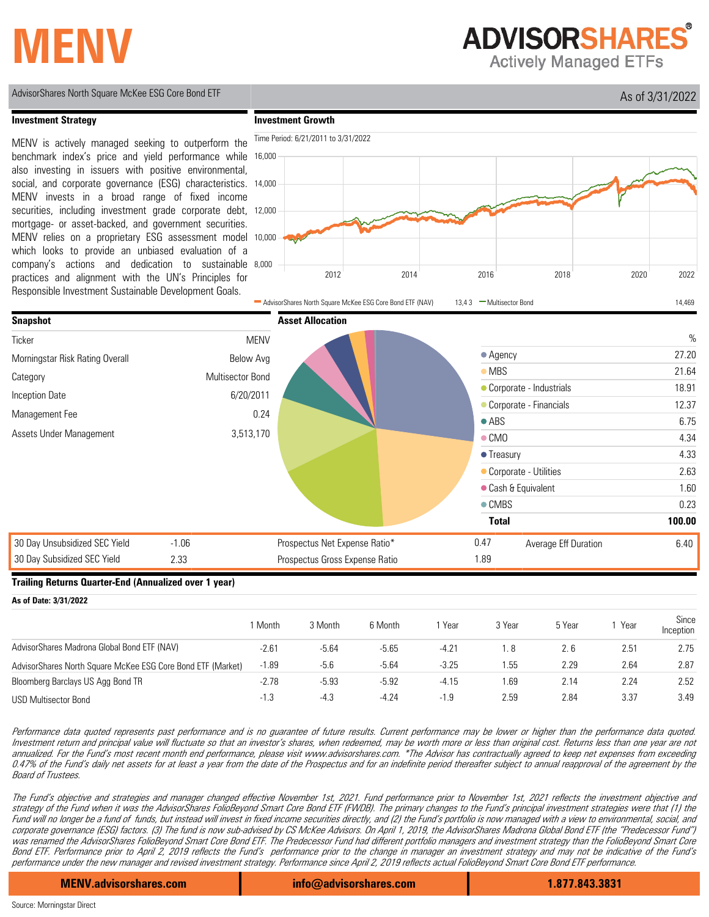# MENV

**ADVISORSHARES** Actively Managed ETFs

AdvisorShares North Square McKee ESG Core Bond ETF

As of 3/31/2022

## Investment Strategy

MENV is actively managed seeking to outperform the benchmark index's price and yield performance while also investing in issuers with positive environmental, social, and corporate governance (ESG) characteristics. MENV invests in a broad range of fixed income securities, including investment grade corporate debt, mortgage- or asset-backed, and government securities. MENV relies on a proprietary ESG assessment model which looks to provide an unbiased evaluation of a company's actions and dedication to sustainable practices and alignment with the UN's Principles for Responsible Investment Sustainable Development Goals.

## Investment Growth

Time Period: 6/21/2011 to 3/31/2022

AdvisorShares North Square McKee ESG Core Bond ETF (NAV) 13,4 3 — Multisector Bond 14,469

## Snapshot

| | |
|---|---|
| Ticker | MENV |
| Morningstar Risk Rating Overall | Below Avg |
| Category | Multisector Bond |
| Inception Date | 6/20/2011 |
| Management Fee | 0.24 |
| Assets Under Management | 3,513,170 |

## Asset Allocation

| | % |
|---|---|
| Agency | 27.20 |
| MBS | 21.64 |
| Corporate - Industrials | 18.91 |
| Corporate - Financials | 12.37 |
| ABS | 6.75 |
| CMO | 4.34 |
| Treasury | 4.33 |
| Corporate - Utilities | 2.63 |
| Cash & Equivalent | 1.60 |
| CMBS | 0.23 |
| **Total** | **100.00** |

| | | | | | |
|---|---|---|---|---|---|
| 30 Day Unsubsidized SEC Yield | -1.06 | Prospectus Net Expense Ratio* | 0.47 | Average Eff Duration | 6.40 |
| 30 Day Subsidized SEC Yield | 2.33 | Prospectus Gross Expense Ratio | 1.89 | | |

## Trailing Returns Quarter-End (Annualized over 1 year)

**As of Date: 3/31/2022**

| | 1 Month | 3 Month | 6 Month | 1 Year | 3 Year | 5 Year | 1 Year | Since Inception |
|---|---|---|---|---|---|---|---|---|
| AdvisorShares Madrona Global Bond ETF (NAV) | -2.61 | -5.64 | -5.65 | -4.21 | 1. 8 | 2. 6 | 2.51 | 2.75 |
| AdvisorShares North Square McKee ESG Core Bond ETF (Market) | -1.89 | -5.6 | -5.64 | -3.25 | 1.55 | 2.29 | 2.64 | 2.87 |
| Bloomberg Barclays US Agg Bond TR | -2.78 | -5.93 | -5.92 | -4.15 | 1.69 | 2.14 | 2.24 | 2.52 |
| USD Multisector Bond | -1.3 | -4.3 | -4.24 | -1.9 | 2.59 | 2.84 | 3.37 | 3.49 |

*Performance data quoted represents past performance and is no guarantee of future results. Current performance may be lower or higher than the performance data quoted. Investment return and principal value will fluctuate so that an investor's shares, when redeemed, may be worth more or less than original cost. Returns less than one year are not annualized. For the Fund's most recent month end performance, please visit www.advisorshares.com. *The Advisor has contractually agreed to keep net expenses from exceeding 0.47% of the Fund's daily net assets for at least a year from the date of the Prospectus and for an indefinite period thereafter subject to annual reapproval of the agreement by the Board of Trustees.*

*The Fund's objective and strategies and manager changed effective November 1st, 2021. Fund performance prior to November 1st, 2021 reflects the investment objective and strategy of the Fund when it was the AdvisorShares FolioBeyond Smart Core Bond ETF (FWDB). The primary changes to the Fund's principal investment strategies were that (1) the Fund will no longer be a fund of funds, but instead will invest in fixed income securities directly, and (2) the Fund's portfolio is now managed with a view to environmental, social, and corporate governance (ESG) factors. (3) The fund is now sub-advised by CS McKee Advisors. On April 1, 2019, the AdvisorShares Madrona Global Bond ETF (the "Predecessor Fund") was renamed the AdvisorShares FolioBeyond Smart Core Bond ETF. The Predecessor Fund had different portfolio managers and investment strategy than the FolioBeyond Smart Core Bond ETF. Performance prior to April 2, 2019 reflects the Fund's performance prior to the change in manager and investment strategy and may not be indicative of the Fund's performance under the new manager and revised investment strategy. Performance since April 2, 2019 reflects actual FolioBeyond Smart Core Bond ETF performance.*

**MENV.advisorshares.com** | **info@advisorshares.com** | **1.877.843.3831**

Source: Morningstar Direct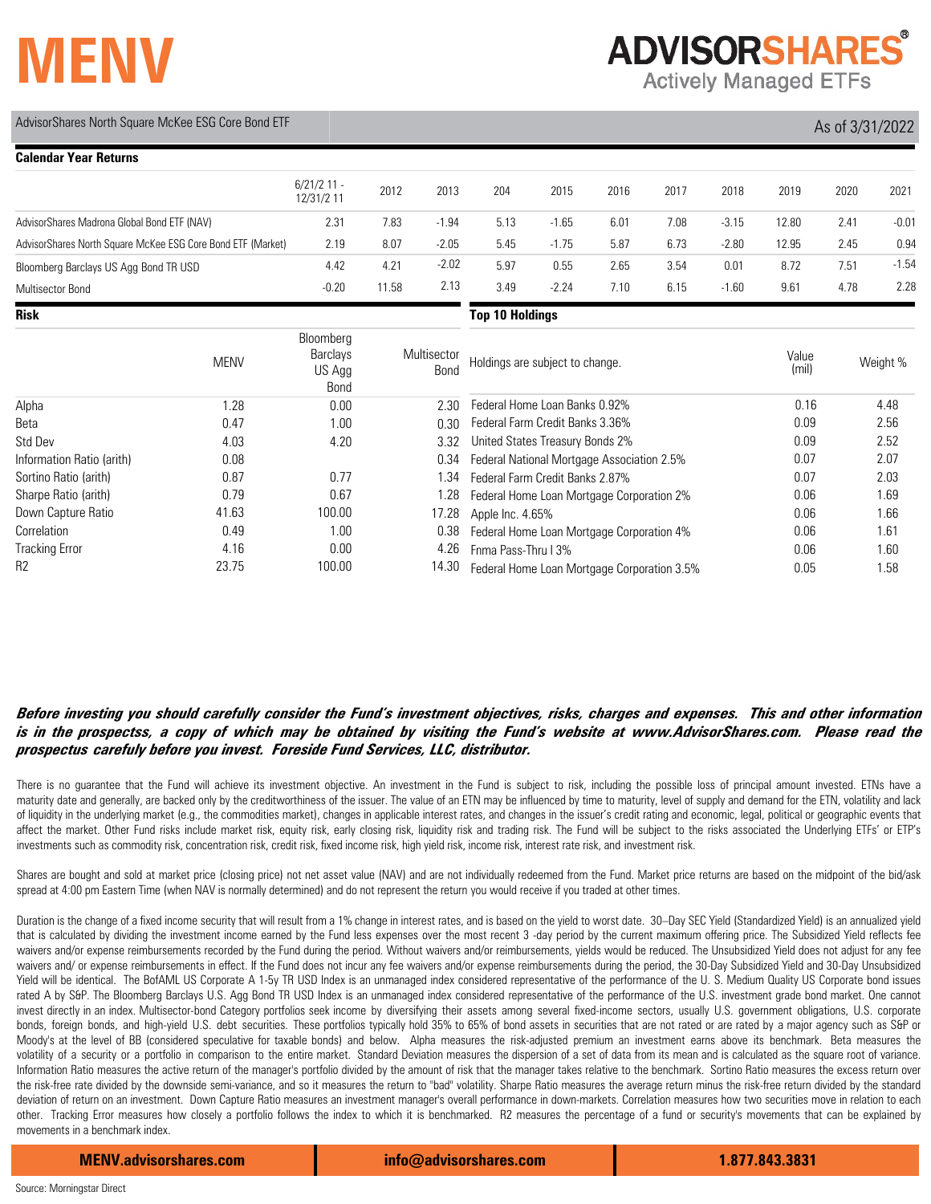# MENV

**ADVISORSHARES**
Actively Managed ETFs

AdvisorShares North Square McKee ESG Core Bond ETF

As of 3/31/2022

## Calendar Year Returns

| | 6/21/2 11 - 12/31/2 11 | 2012 | 2013 | 204 | 2015 | 2016 | 2017 | 2018 | 2019 | 2020 | 2021 |
|---|---|---|---|---|---|---|---|---|---|---|---|
| AdvisorShares Madrona Global Bond ETF (NAV) | 2.31 | 7.83 | -1.94 | 5.13 | -1.65 | 6.01 | 7.08 | -3.15 | 12.80 | 2.41 | -0.01 |
| AdvisorShares North Square McKee ESG Core Bond ETF (Market) | 2.19 | 8.07 | -2.05 | 5.45 | -1.75 | 5.87 | 6.73 | -2.80 | 12.95 | 2.45 | 0.94 |
| Bloomberg Barclays US Agg Bond TR USD | 4.42 | 4.21 | -2.02 | 5.97 | 0.55 | 2.65 | 3.54 | 0.01 | 8.72 | 7.51 | -1.54 |
| Multisector Bond | -0.20 | 11.58 | 2.13 | 3.49 | -2.24 | 7.10 | 6.15 | -1.60 | 9.61 | 4.78 | 2.28 |

## Risk

| | MENV | Bloomberg Barclays US Agg Bond | Multisector Bond |
|---|---|---|---|
| Alpha | 1.28 | 0.00 | 2.30 |
| Beta | 0.47 | 1.00 | 0.30 |
| Std Dev | 4.03 | 4.20 | 3.32 |
| Information Ratio (arith) | 0.08 | | 0.34 |
| Sortino Ratio (arith) | 0.87 | 0.77 | 1.34 |
| Sharpe Ratio (arith) | 0.79 | 0.67 | 1.28 |
| Down Capture Ratio | 41.63 | 100.00 | 17.28 |
| Correlation | 0.49 | 1.00 | 0.38 |
| Tracking Error | 4.16 | 0.00 | 4.26 |
| R2 | 23.75 | 100.00 | 14.30 |

## Top 10 Holdings

| Holdings are subject to change. | Value (mil) | Weight % |
|---|---|---|
| Federal Home Loan Banks 0.92% | 0.16 | 4.48 |
| Federal Farm Credit Banks 3.36% | 0.09 | 2.56 |
| United States Treasury Bonds 2% | 0.09 | 2.52 |
| Federal National Mortgage Association 2.5% | 0.07 | 2.07 |
| Federal Farm Credit Banks 2.87% | 0.07 | 2.03 |
| Federal Home Loan Mortgage Corporation 2% | 0.06 | 1.69 |
| Apple Inc. 4.65% | 0.06 | 1.66 |
| Federal Home Loan Mortgage Corporation 4% | 0.06 | 1.61 |
| Fnma Pass-Thru I 3% | 0.06 | 1.60 |
| Federal Home Loan Mortgage Corporation 3.5% | 0.05 | 1.58 |

***Before investing you should carefully consider the Fund's investment objectives, risks, charges and expenses. This and other information is in the prospectss, a copy of which may be obtained by visiting the Fund's website at www.AdvisorShares.com. Please read the prospectus careful before you invest. Foreside Fund Services, LLC, distributor.***

There is no guarantee that the Fund will achieve its investment objective. An investment in the Fund is subject to risk, including the possible loss of principal amount invested. ETNs have a maturity date and generally, are backed only by the creditworthiness of the issuer. The value of an ETN may be influenced by time to maturity, level of supply and demand for the ETN, volatility and lack of liquidity in the underlying market (e.g., the commodities market), changes in applicable interest rates, and changes in the issuer's credit rating and economic, legal, political or geographic events that affect the market. Other Fund risks include market risk, equity risk, early closing risk, liquidity risk and trading risk. The Fund will be subject to the risks associated the Underlying ETFs' or ETP's investments such as commodity risk, concentration risk, credit risk, fixed income risk, high yield risk, income risk, interest rate risk, and investment risk.

Shares are bought and sold at market price (closing price) not net asset value (NAV) and are not individually redeemed from the Fund. Market price returns are based on the midpoint of the bid/ask spread at 4:00 pm Eastern Time (when NAV is normally determined) and do not represent the return you would receive if you traded at other times.

Duration is the change of a fixed income security that will result from a 1% change in interest rates, and is based on the yield to worst date. 30–Day SEC Yield (Standardized Yield) is an annualized yield that is calculated by dividing the investment income earned by the Fund less expenses over the most recent 3 -day period by the current maximum offering price. The Subsidized Yield reflects fee waivers and/or expense reimbursements recorded by the Fund during the period. Without waivers and/or reimbursements, yields would be reduced. The Unsubsidized Yield does not adjust for any fee waivers and/ or expense reimbursements in effect. If the Fund does not incur any fee waivers and/or expense reimbursements during the period, the 30-Day Subsidized Yield and 30-Day Unsubsidized Yield will be identical. The BofAML US Corporate A 1-5y TR USD Index is an unmanaged index considered representative of the performance of the U. S. Medium Quality US Corporate bond issues rated A by S&P. The Bloomberg Barclays U.S. Agg Bond TR USD Index is an unmanaged index considered representative of the performance of the U.S. investment grade bond market. One cannot invest directly in an index. Multisector-bond Category portfolios seek income by diversifying their assets among several fixed-income sectors, usually U.S. government obligations, U.S. corporate bonds, foreign bonds, and high-yield U.S. debt securities. These portfolios typically hold 35% to 65% of bond assets in securities that are not rated or are rated by a major agency such as S&P or Moody's at the level of BB (considered speculative for taxable bonds) and below. Alpha measures the risk-adjusted premium an investment earns above its benchmark. Beta measures the volatility of a security or a portfolio in comparison to the entire market. Standard Deviation measures the dispersion of a set of data from its mean and is calculated as the square root of variance. Information Ratio measures the active return of the manager's portfolio divided by the amount of risk that the manager takes relative to the benchmark. Sortino Ratio measures the excess return over the risk-free rate divided by the downside semi-variance, and so it measures the return to "bad" volatility. Sharpe Ratio measures the average return minus the risk-free return divided by the standard deviation of return on an investment. Down Capture Ratio measures an investment manager's overall performance in down-markets. Correlation measures how two securities move in relation to each other. Tracking Error measures how closely a portfolio follows the index to which it is benchmarked. R2 measures the percentage of a fund or security's movements that can be explained by movements in a benchmark index.

**MENV.advisorshares.com** | **info@advisorshares.com** | **1.877.843.3831**

Source: Morningstar Direct